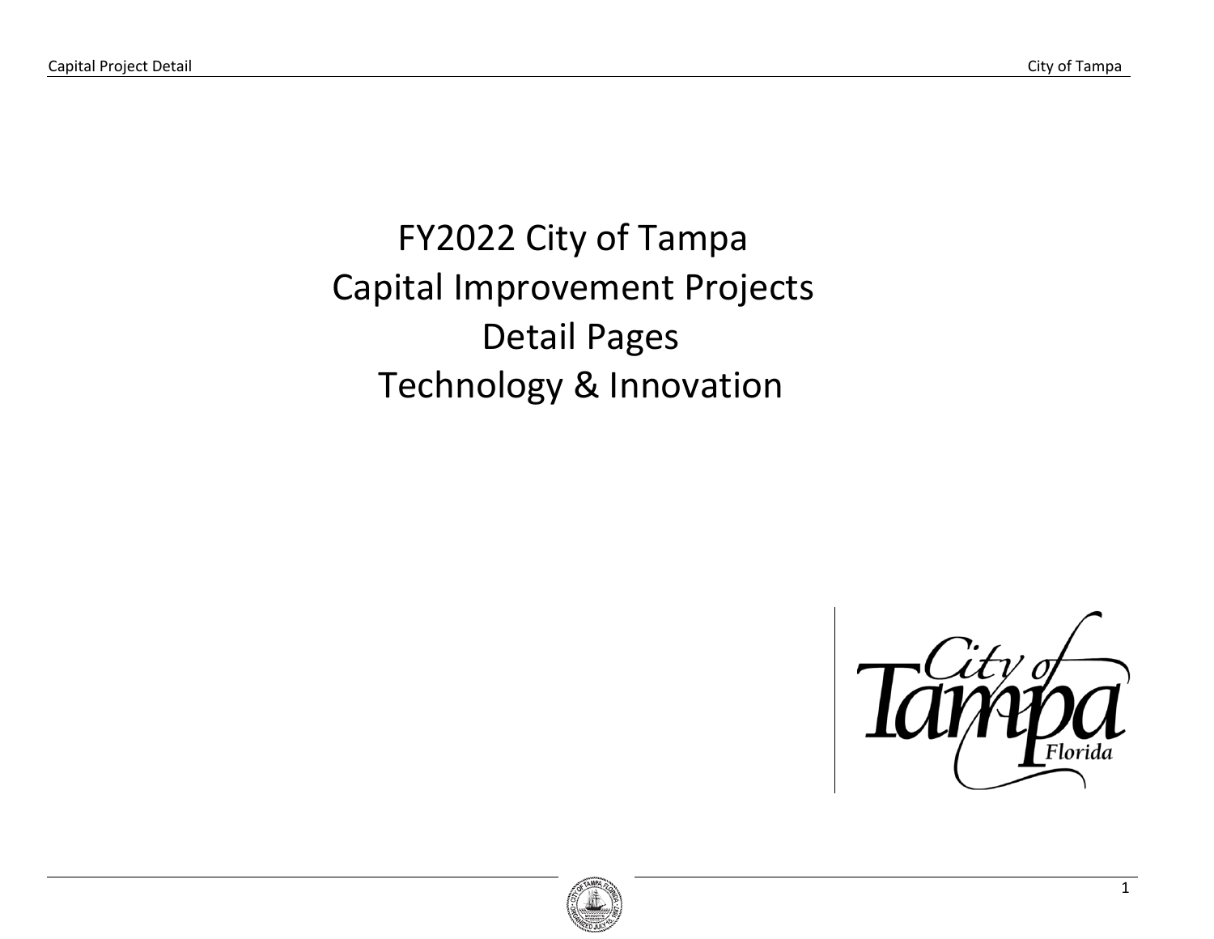# FY2022 City of Tampa Capital Improvement Projects Detail Pages Technology & Innovation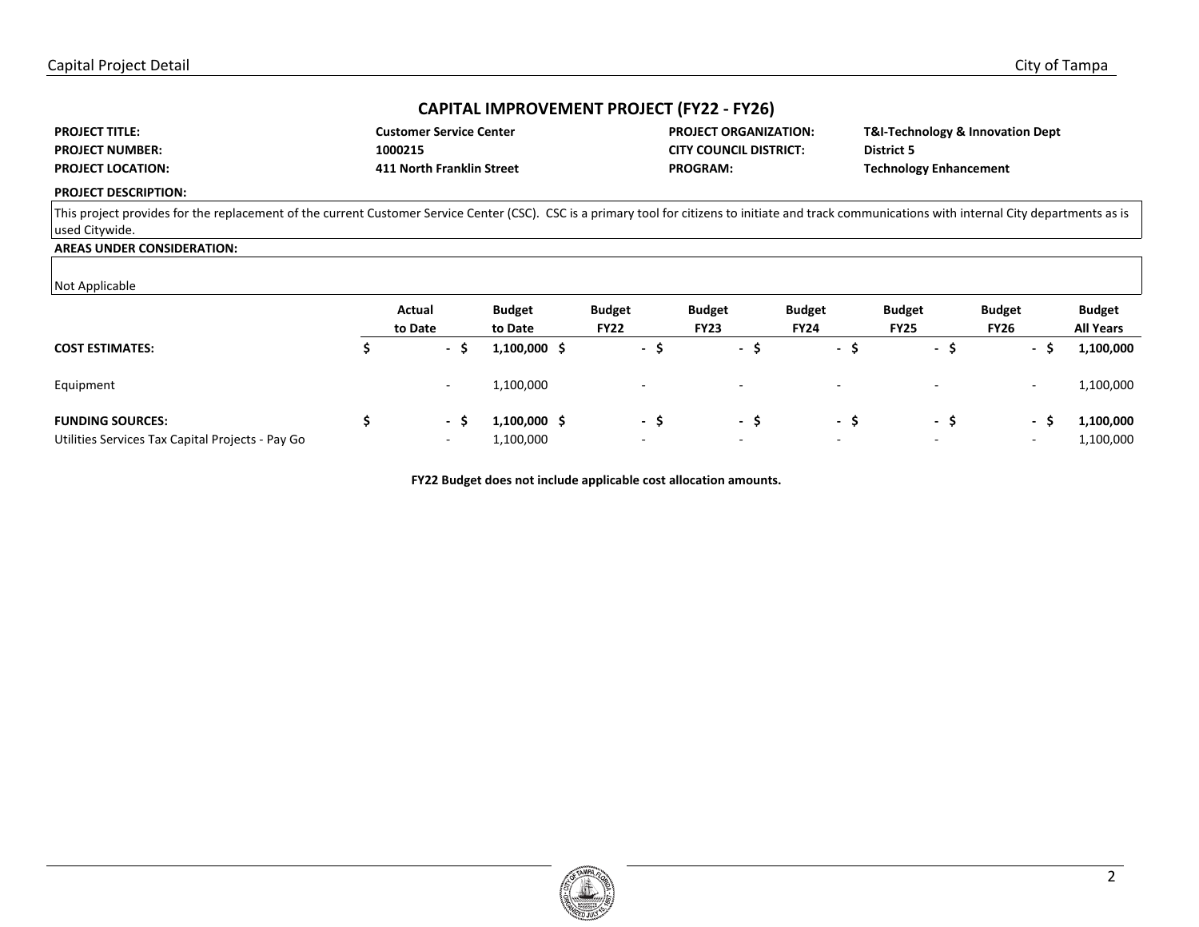## CAPITAL IMPROVEMENT PROJECT (FY22 - FY26)

| | | | |
|---|---|---|---|
| **PROJECT TITLE:** | **Customer Service Center** | **PROJECT ORGANIZATION:** | **T&I-Technology & Innovation Dept** |
| **PROJECT NUMBER:** | **1000215** | **CITY COUNCIL DISTRICT:** | **District 5** |
| **PROJECT LOCATION:** | **411 North Franklin Street** | **PROGRAM:** | **Technology Enhancement** |

**PROJECT DESCRIPTION:**

This project provides for the replacement of the current Customer Service Center (CSC). CSC is a primary tool for citizens to initiate and track communications with internal City departments as is used Citywide.

**AREAS UNDER CONSIDERATION:**

Not Applicable

| | Actual to Date | Budget to Date | Budget FY22 | Budget FY23 | Budget FY24 | Budget FY25 | Budget FY26 | Budget All Years |
|---|---|---|---|---|---|---|---|---|
| **COST ESTIMATES:** | $ - | $ 1,100,000 | $ - | $ - | $ - | $ - | $ - | $ 1,100,000 |
| Equipment | - | 1,100,000 | - | - | - | - | - | 1,100,000 |
| **FUNDING SOURCES:** | $ - | $ 1,100,000 | $ - | $ - | $ - | $ - | $ - | $ 1,100,000 |
| Utilities Services Tax Capital Projects - Pay Go | - | 1,100,000 | - | - | - | - | - | 1,100,000 |

**FY22 Budget does not include applicable cost allocation amounts.**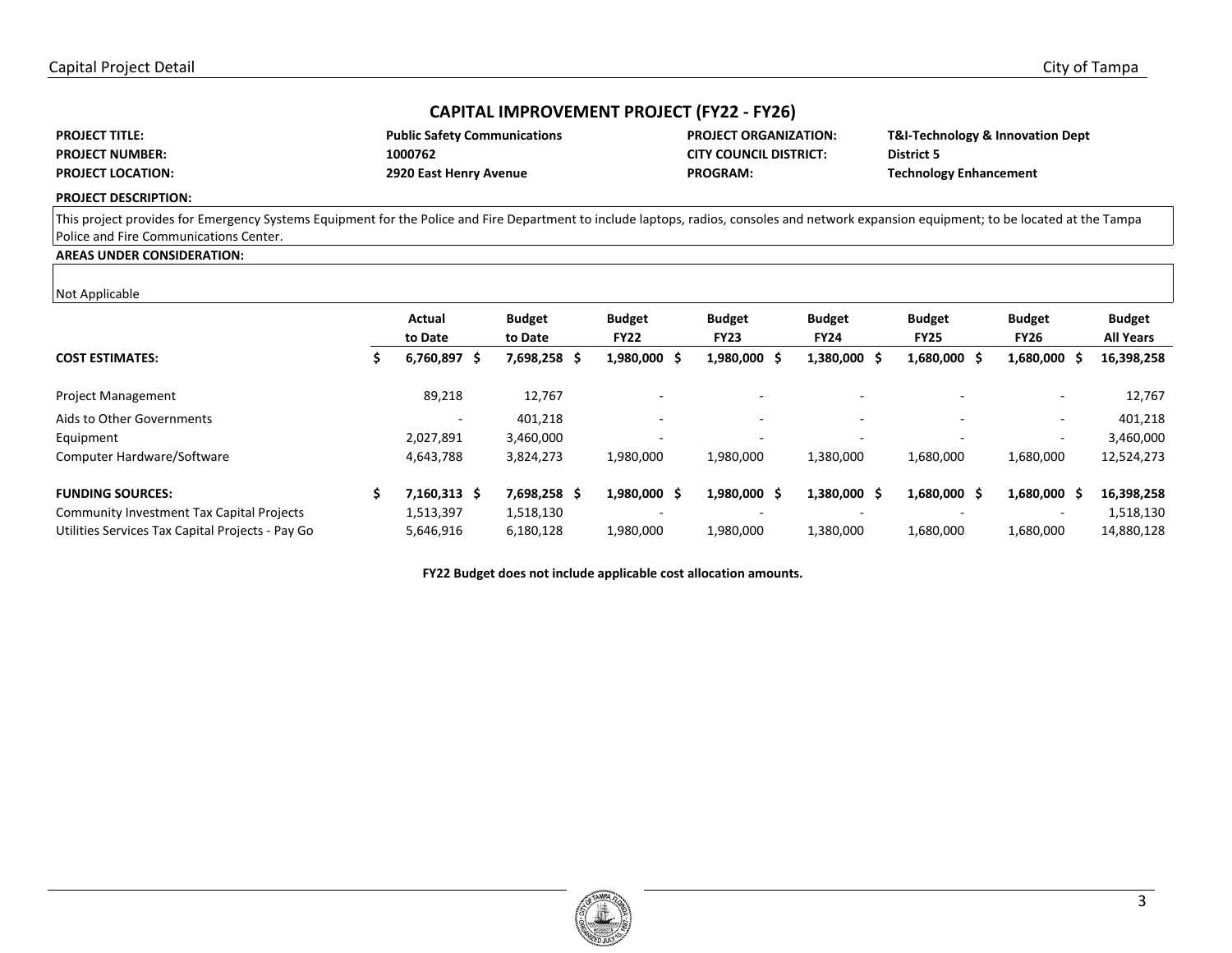## CAPITAL IMPROVEMENT PROJECT (FY22 - FY26)

| | | | |
|---|---|---|---|
| **PROJECT TITLE:** | **Public Safety Communications** | **PROJECT ORGANIZATION:** | **T&I-Technology & Innovation Dept** |
| **PROJECT NUMBER:** | **1000762** | **CITY COUNCIL DISTRICT:** | **District 5** |
| **PROJECT LOCATION:** | **2920 East Henry Avenue** | **PROGRAM:** | **Technology Enhancement** |

**PROJECT DESCRIPTION:**

This project provides for Emergency Systems Equipment for the Police and Fire Department to include laptops, radios, consoles and network expansion equipment; to be located at the Tampa Police and Fire Communications Center.

**AREAS UNDER CONSIDERATION:**

Not Applicable

| | Actual to Date | Budget to Date | Budget FY22 | Budget FY23 | Budget FY24 | Budget FY25 | Budget FY26 | Budget All Years |
|---|---|---|---|---|---|---|---|---|
| **COST ESTIMATES:** | **$ 6,760,897** | **$ 7,698,258** | **$ 1,980,000** | **$ 1,980,000** | **$ 1,380,000** | **$ 1,680,000** | **$ 1,680,000** | **$ 16,398,258** |
| Project Management | 89,218 | 12,767 | - | - | - | - | - | 12,767 |
| Aids to Other Governments | - | 401,218 | - | - | - | - | - | 401,218 |
| Equipment | 2,027,891 | 3,460,000 | - | - | - | - | - | 3,460,000 |
| Computer Hardware/Software | 4,643,788 | 3,824,273 | 1,980,000 | 1,980,000 | 1,380,000 | 1,680,000 | 1,680,000 | 12,524,273 |
| **FUNDING SOURCES:** | **$ 7,160,313** | **$ 7,698,258** | **$ 1,980,000** | **$ 1,980,000** | **$ 1,380,000** | **$ 1,680,000** | **$ 1,680,000** | **$ 16,398,258** |
| Community Investment Tax Capital Projects | 1,513,397 | 1,518,130 | - | - | - | - | - | 1,518,130 |
| Utilities Services Tax Capital Projects - Pay Go | 5,646,916 | 6,180,128 | 1,980,000 | 1,980,000 | 1,380,000 | 1,680,000 | 1,680,000 | 14,880,128 |

**FY22 Budget does not include applicable cost allocation amounts.**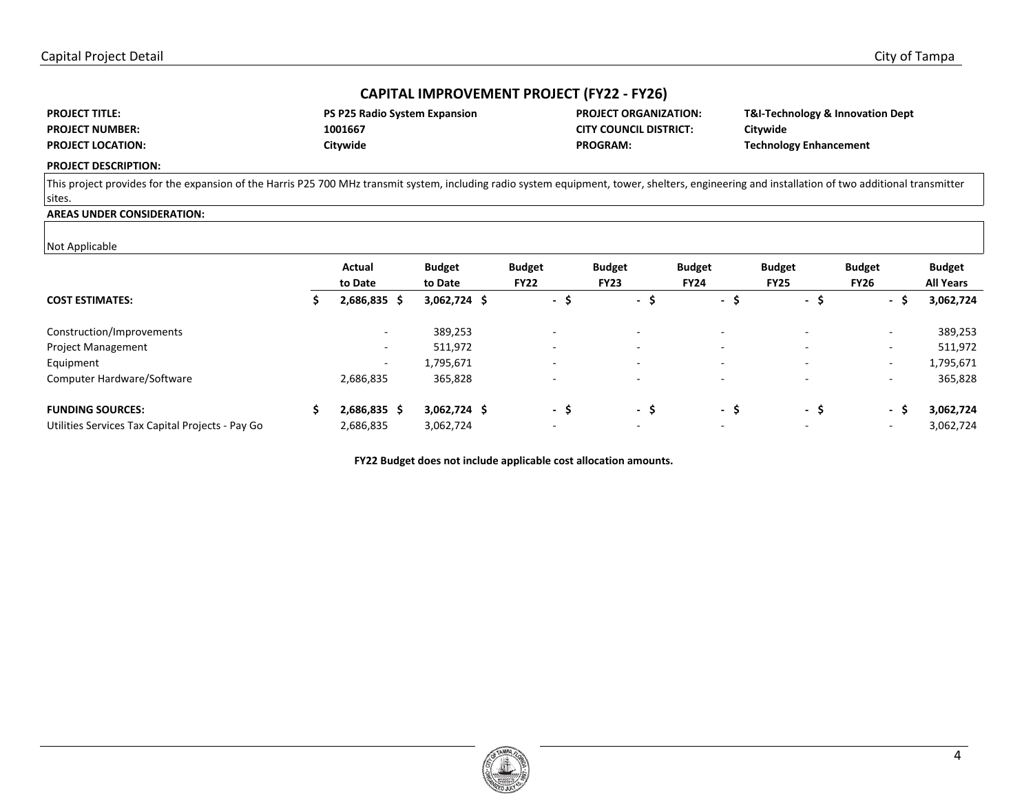## CAPITAL IMPROVEMENT PROJECT (FY22 - FY26)

| | | | |
|---|---|---|---|
| **PROJECT TITLE:** | **PS P25 Radio System Expansion** | **PROJECT ORGANIZATION:** | **T&I-Technology & Innovation Dept** |
| **PROJECT NUMBER:** | **1001667** | **CITY COUNCIL DISTRICT:** | **Citywide** |
| **PROJECT LOCATION:** | **Citywide** | **PROGRAM:** | **Technology Enhancement** |

**PROJECT DESCRIPTION:**

This project provides for the expansion of the Harris P25 700 MHz transmit system, including radio system equipment, tower, shelters, engineering and installation of two additional transmitter sites.

**AREAS UNDER CONSIDERATION:**

Not Applicable

| | Actual to Date | Budget to Date | Budget FY22 | Budget FY23 | Budget FY24 | Budget FY25 | Budget FY26 | Budget All Years |
|---|---|---|---|---|---|---|---|---|
| **COST ESTIMATES:** | **$ 2,686,835** | **$ 3,062,724** | **$ -** | **$ -** | **$ -** | **$ -** | **$ -** | **$ 3,062,724** |
| Construction/Improvements | - | 389,253 | - | - | - | - | - | 389,253 |
| Project Management | - | 511,972 | - | - | - | - | - | 511,972 |
| Equipment | - | 1,795,671 | - | - | - | - | - | 1,795,671 |
| Computer Hardware/Software | 2,686,835 | 365,828 | - | - | - | - | - | 365,828 |
| **FUNDING SOURCES:** | **$ 2,686,835** | **$ 3,062,724** | **$ -** | **$ -** | **$ -** | **$ -** | **$ -** | **$ 3,062,724** |
| Utilities Services Tax Capital Projects - Pay Go | 2,686,835 | 3,062,724 | - | - | - | - | - | 3,062,724 |

**FY22 Budget does not include applicable cost allocation amounts.**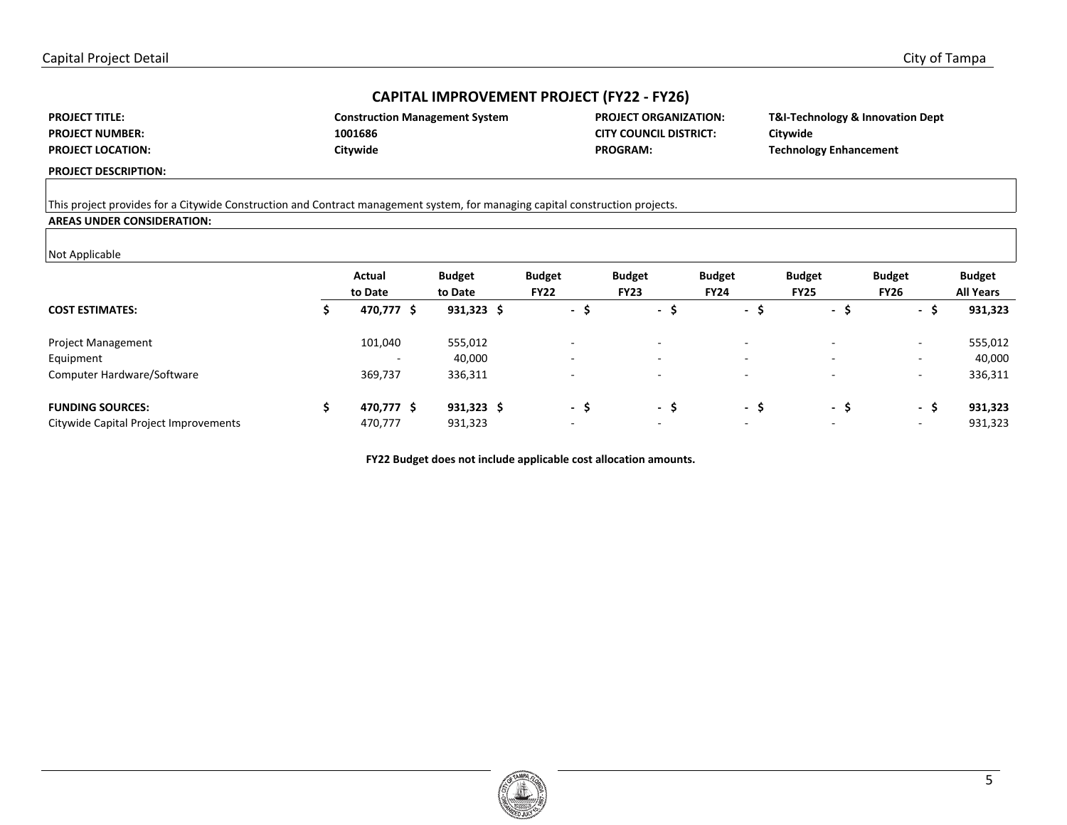## CAPITAL IMPROVEMENT PROJECT (FY22 - FY26)

| | | | |
|---|---|---|---|
| **PROJECT TITLE:** | **Construction Management System** | **PROJECT ORGANIZATION:** | **T&I-Technology & Innovation Dept** |
| **PROJECT NUMBER:** | **1001686** | **CITY COUNCIL DISTRICT:** | **Citywide** |
| **PROJECT LOCATION:** | **Citywide** | **PROGRAM:** | **Technology Enhancement** |

**PROJECT DESCRIPTION:**

This project provides for a Citywide Construction and Contract management system, for managing capital construction projects.

**AREAS UNDER CONSIDERATION:**

Not Applicable

| | Actual to Date | Budget to Date | Budget FY22 | Budget FY23 | Budget FY24 | Budget FY25 | Budget FY26 | Budget All Years |
|---|---|---|---|---|---|---|---|---|
| **COST ESTIMATES:** | **$ 470,777** | **$ 931,323** | **$ -** | **$ -** | **$ -** | **$ -** | **$ -** | **$ 931,323** |
| Project Management | 101,040 | 555,012 | - | - | - | - | - | 555,012 |
| Equipment | - | 40,000 | - | - | - | - | - | 40,000 |
| Computer Hardware/Software | 369,737 | 336,311 | - | - | - | - | - | 336,311 |
| **FUNDING SOURCES:** | **$ 470,777** | **$ 931,323** | **$ -** | **$ -** | **$ -** | **$ -** | **$ -** | **$ 931,323** |
| Citywide Capital Project Improvements | 470,777 | 931,323 | - | - | - | - | - | 931,323 |

**FY22 Budget does not include applicable cost allocation amounts.**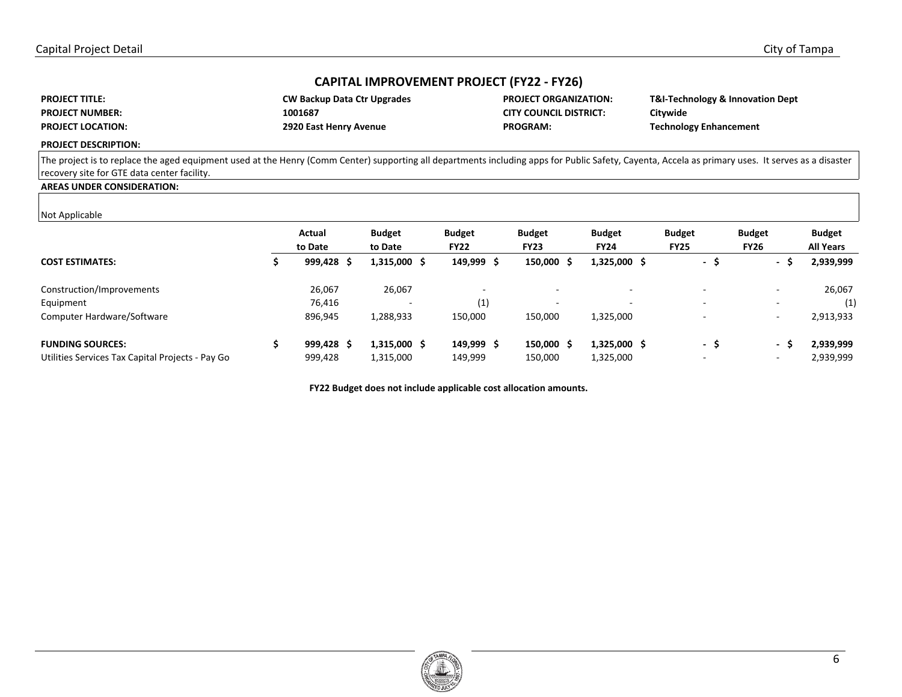## CAPITAL IMPROVEMENT PROJECT (FY22 - FY26)

| | | | |
|---|---|---|---|
| **PROJECT TITLE:** | **CW Backup Data Ctr Upgrades** | **PROJECT ORGANIZATION:** | **T&I-Technology & Innovation Dept** |
| **PROJECT NUMBER:** | **1001687** | **CITY COUNCIL DISTRICT:** | **Citywide** |
| **PROJECT LOCATION:** | **2920 East Henry Avenue** | **PROGRAM:** | **Technology Enhancement** |

**PROJECT DESCRIPTION:**

The project is to replace the aged equipment used at the Henry (Comm Center) supporting all departments including apps for Public Safety, Cayenta, Accela as primary uses. It serves as a disaster recovery site for GTE data center facility.

**AREAS UNDER CONSIDERATION:**

Not Applicable

| | Actual to Date | Budget to Date | Budget FY22 | Budget FY23 | Budget FY24 | Budget FY25 | Budget FY26 | Budget All Years |
|---|---|---|---|---|---|---|---|---|
| **COST ESTIMATES:** | **$ 999,428** | **$ 1,315,000** | **$ 149,999** | **$ 150,000** | **$ 1,325,000** | **$ -** | **$ -** | **$ 2,939,999** |
| Construction/Improvements | 26,067 | 26,067 | - | - | - | - | - | 26,067 |
| Equipment | 76,416 | - | (1) | - | - | - | - | (1) |
| Computer Hardware/Software | 896,945 | 1,288,933 | 150,000 | 150,000 | 1,325,000 | - | - | 2,913,933 |
| **FUNDING SOURCES:** | **$ 999,428** | **$ 1,315,000** | **$ 149,999** | **$ 150,000** | **$ 1,325,000** | **$ -** | **$ -** | **$ 2,939,999** |
| Utilities Services Tax Capital Projects - Pay Go | 999,428 | 1,315,000 | 149,999 | 150,000 | 1,325,000 | - | - | 2,939,999 |

**FY22 Budget does not include applicable cost allocation amounts.**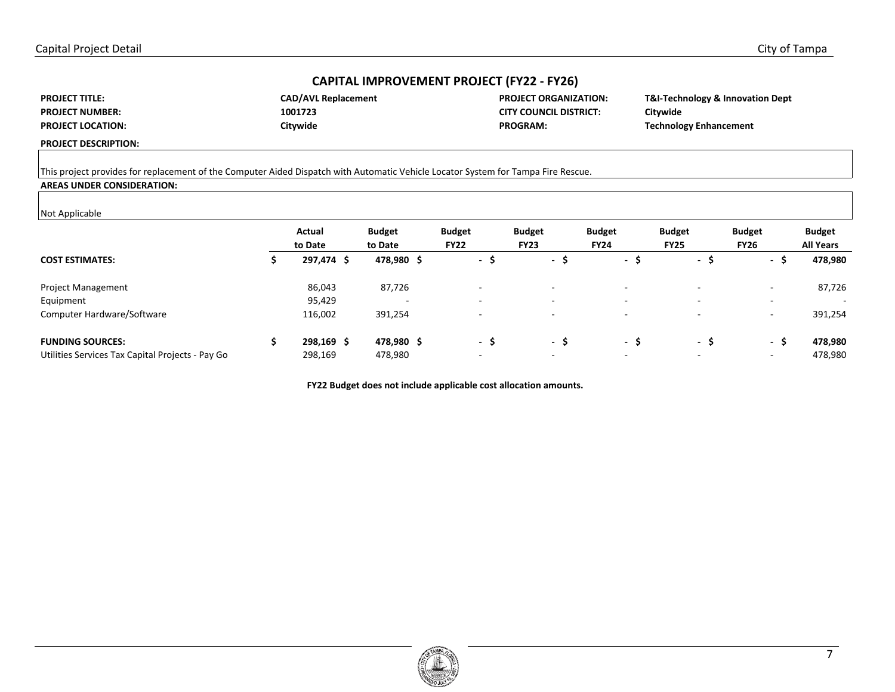## CAPITAL IMPROVEMENT PROJECT (FY22 - FY26)

| | | | |
|---|---|---|---|
| **PROJECT TITLE:** | **CAD/AVL Replacement** | **PROJECT ORGANIZATION:** | **T&I-Technology & Innovation Dept** |
| **PROJECT NUMBER:** | **1001723** | **CITY COUNCIL DISTRICT:** | **Citywide** |
| **PROJECT LOCATION:** | **Citywide** | **PROGRAM:** | **Technology Enhancement** |

**PROJECT DESCRIPTION:**

This project provides for replacement of the Computer Aided Dispatch with Automatic Vehicle Locator System for Tampa Fire Rescue.

**AREAS UNDER CONSIDERATION:**

Not Applicable

| | Actual to Date | Budget to Date | Budget FY22 | Budget FY23 | Budget FY24 | Budget FY25 | Budget FY26 | Budget All Years |
|---|---|---|---|---|---|---|---|---|
| **COST ESTIMATES:** | **$ 297,474** | **$ 478,980** | **$ -** | **$ -** | **$ -** | **$ -** | **$ -** | **$ 478,980** |
| Project Management | 86,043 | 87,726 | - | - | - | - | - | 87,726 |
| Equipment | 95,429 | - | - | - | - | - | - | - |
| Computer Hardware/Software | 116,002 | 391,254 | - | - | - | - | - | 391,254 |
| **FUNDING SOURCES:** | **$ 298,169** | **$ 478,980** | **$ -** | **$ -** | **$ -** | **$ -** | **$ -** | **$ 478,980** |
| Utilities Services Tax Capital Projects - Pay Go | 298,169 | 478,980 | - | - | - | - | - | 478,980 |

**FY22 Budget does not include applicable cost allocation amounts.**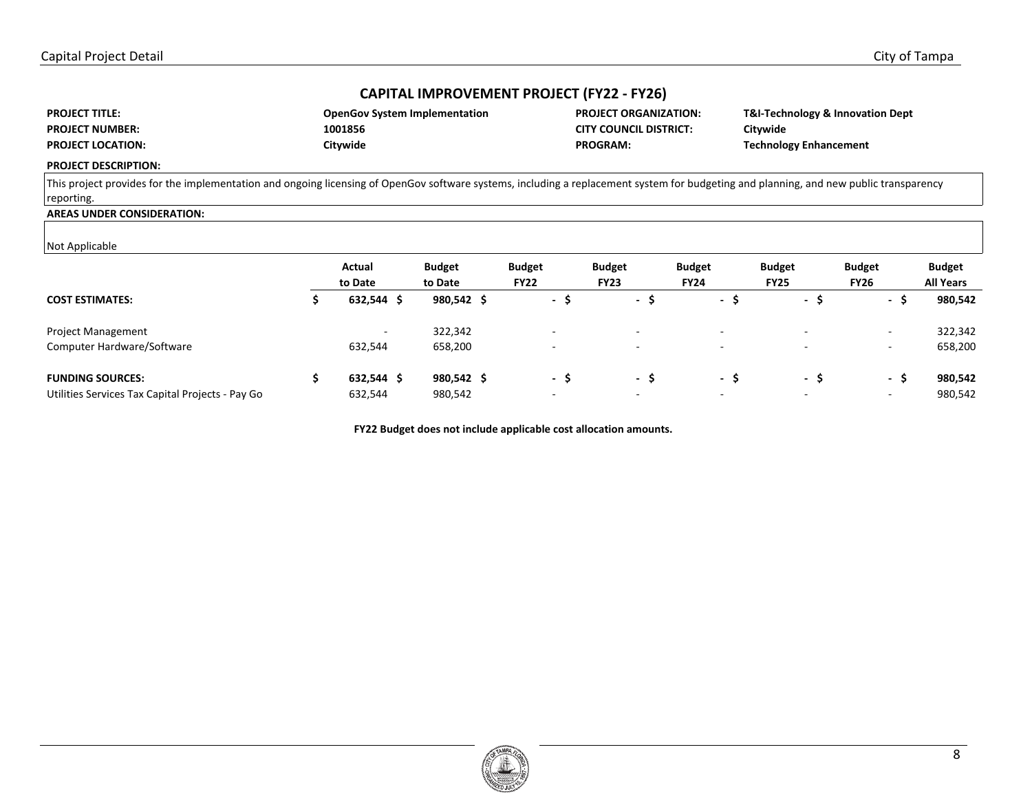## CAPITAL IMPROVEMENT PROJECT (FY22 - FY26)

| | | | |
|---|---|---|---|
| **PROJECT TITLE:** | **OpenGov System Implementation** | **PROJECT ORGANIZATION:** | **T&I-Technology & Innovation Dept** |
| **PROJECT NUMBER:** | **1001856** | **CITY COUNCIL DISTRICT:** | **Citywide** |
| **PROJECT LOCATION:** | **Citywide** | **PROGRAM:** | **Technology Enhancement** |

**PROJECT DESCRIPTION:**

This project provides for the implementation and ongoing licensing of OpenGov software systems, including a replacement system for budgeting and planning, and new public transparency reporting.

**AREAS UNDER CONSIDERATION:**

Not Applicable

| | Actual to Date | Budget to Date | Budget FY22 | Budget FY23 | Budget FY24 | Budget FY25 | Budget FY26 | Budget All Years |
|---|---|---|---|---|---|---|---|---|
| **COST ESTIMATES:** | **$ 632,544** | **$ 980,542** | **$ -** | **$ -** | **$ -** | **$ -** | **$ -** | **$ 980,542** |
| Project Management | - | 322,342 | - | - | - | - | - | 322,342 |
| Computer Hardware/Software | 632,544 | 658,200 | - | - | - | - | - | 658,200 |
| **FUNDING SOURCES:** | **$ 632,544** | **$ 980,542** | **$ -** | **$ -** | **$ -** | **$ -** | **$ -** | **$ 980,542** |
| Utilities Services Tax Capital Projects - Pay Go | 632,544 | 980,542 | - | - | - | - | - | 980,542 |

**FY22 Budget does not include applicable cost allocation amounts.**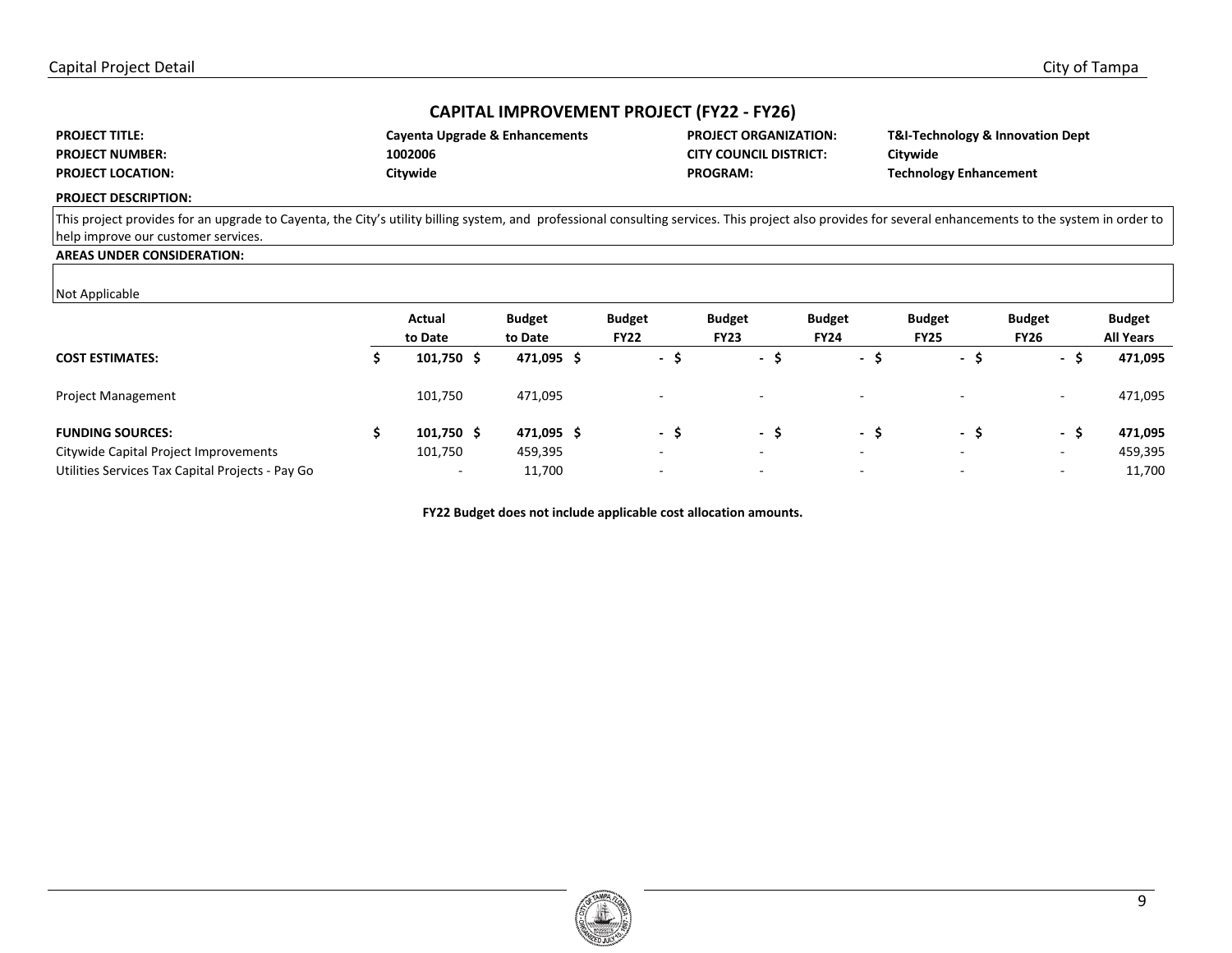## CAPITAL IMPROVEMENT PROJECT (FY22 - FY26)

| | | | |
|---|---|---|---|
| **PROJECT TITLE:** | **Cayenta Upgrade & Enhancements** | **PROJECT ORGANIZATION:** | **T&I-Technology & Innovation Dept** |
| **PROJECT NUMBER:** | **1002006** | **CITY COUNCIL DISTRICT:** | **Citywide** |
| **PROJECT LOCATION:** | **Citywide** | **PROGRAM:** | **Technology Enhancement** |

**PROJECT DESCRIPTION:**

This project provides for an upgrade to Cayenta, the City's utility billing system, and professional consulting services. This project also provides for several enhancements to the system in order to help improve our customer services.

**AREAS UNDER CONSIDERATION:**

Not Applicable

| | Actual to Date | Budget to Date | Budget FY22 | Budget FY23 | Budget FY24 | Budget FY25 | Budget FY26 | Budget All Years |
|---|---|---|---|---|---|---|---|---|
| **COST ESTIMATES:** | **$ 101,750** | **$ 471,095** | **$ -** | **$ -** | **$ -** | **$ -** | **$ -** | **$ 471,095** |
| Project Management | 101,750 | 471,095 | - | - | - | - | - | 471,095 |
| **FUNDING SOURCES:** | **$ 101,750** | **$ 471,095** | **$ -** | **$ -** | **$ -** | **$ -** | **$ -** | **$ 471,095** |
| Citywide Capital Project Improvements | 101,750 | 459,395 | - | - | - | - | - | 459,395 |
| Utilities Services Tax Capital Projects - Pay Go | - | 11,700 | - | - | - | - | - | 11,700 |

**FY22 Budget does not include applicable cost allocation amounts.**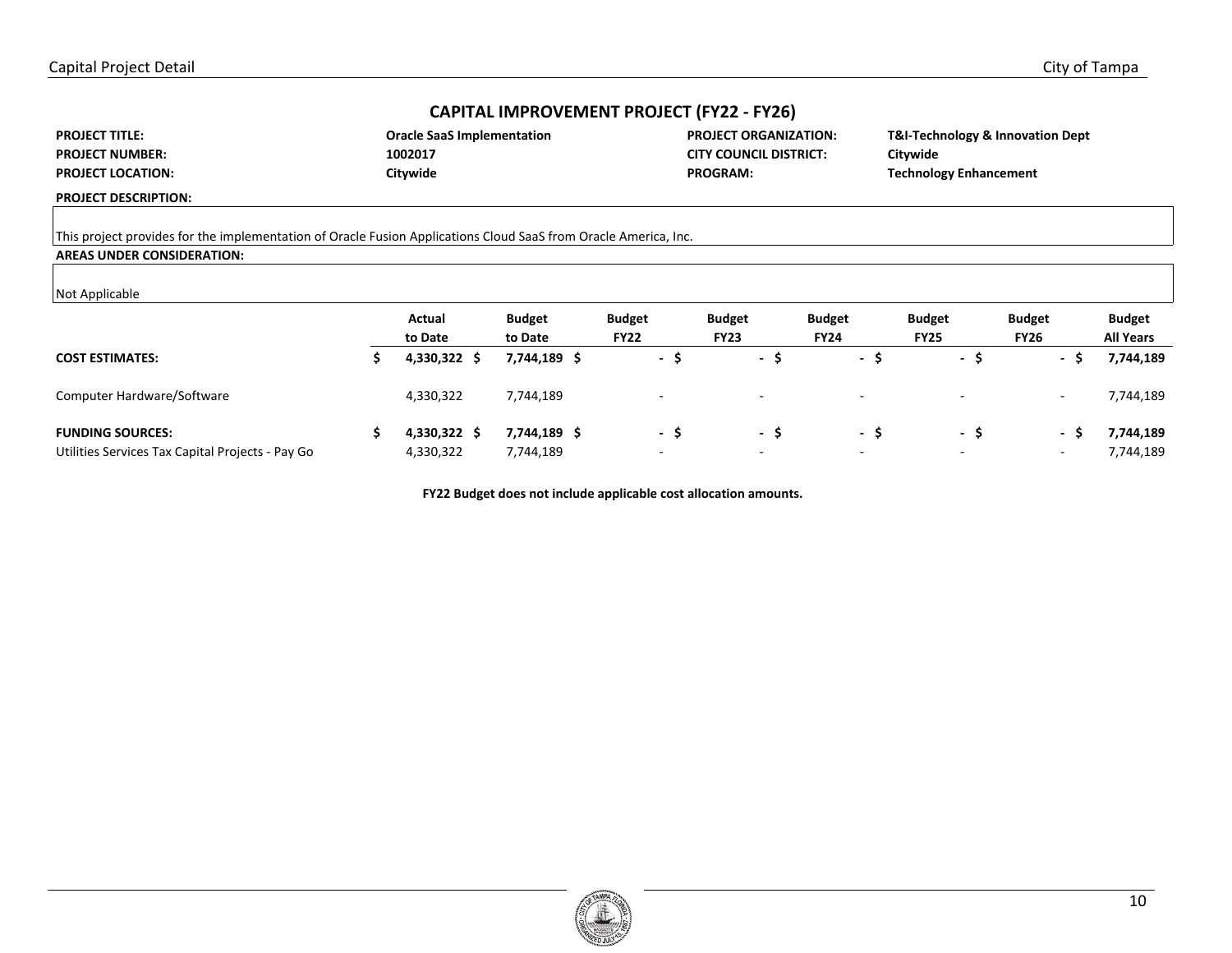## CAPITAL IMPROVEMENT PROJECT (FY22 - FY26)

| | | | |
|---|---|---|---|
| **PROJECT TITLE:** | **Oracle SaaS Implementation** | **PROJECT ORGANIZATION:** | **T&I-Technology & Innovation Dept** |
| **PROJECT NUMBER:** | **1002017** | **CITY COUNCIL DISTRICT:** | **Citywide** |
| **PROJECT LOCATION:** | **Citywide** | **PROGRAM:** | **Technology Enhancement** |

**PROJECT DESCRIPTION:**

This project provides for the implementation of Oracle Fusion Applications Cloud SaaS from Oracle America, Inc.

**AREAS UNDER CONSIDERATION:**

Not Applicable

| | Actual to Date | Budget to Date | Budget FY22 | Budget FY23 | Budget FY24 | Budget FY25 | Budget FY26 | Budget All Years |
|---|---|---|---|---|---|---|---|---|
| **COST ESTIMATES:** | **$ 4,330,322** | **$ 7,744,189** | **$ -** | **$ -** | **$ -** | **$ -** | **$ -** | **$ 7,744,189** |
| Computer Hardware/Software | 4,330,322 | 7,744,189 | - | - | - | - | - | 7,744,189 |
| **FUNDING SOURCES:** | **$ 4,330,322** | **$ 7,744,189** | **$ -** | **$ -** | **$ -** | **$ -** | **$ -** | **$ 7,744,189** |
| Utilities Services Tax Capital Projects - Pay Go | 4,330,322 | 7,744,189 | - | - | - | - | - | 7,744,189 |

**FY22 Budget does not include applicable cost allocation amounts.**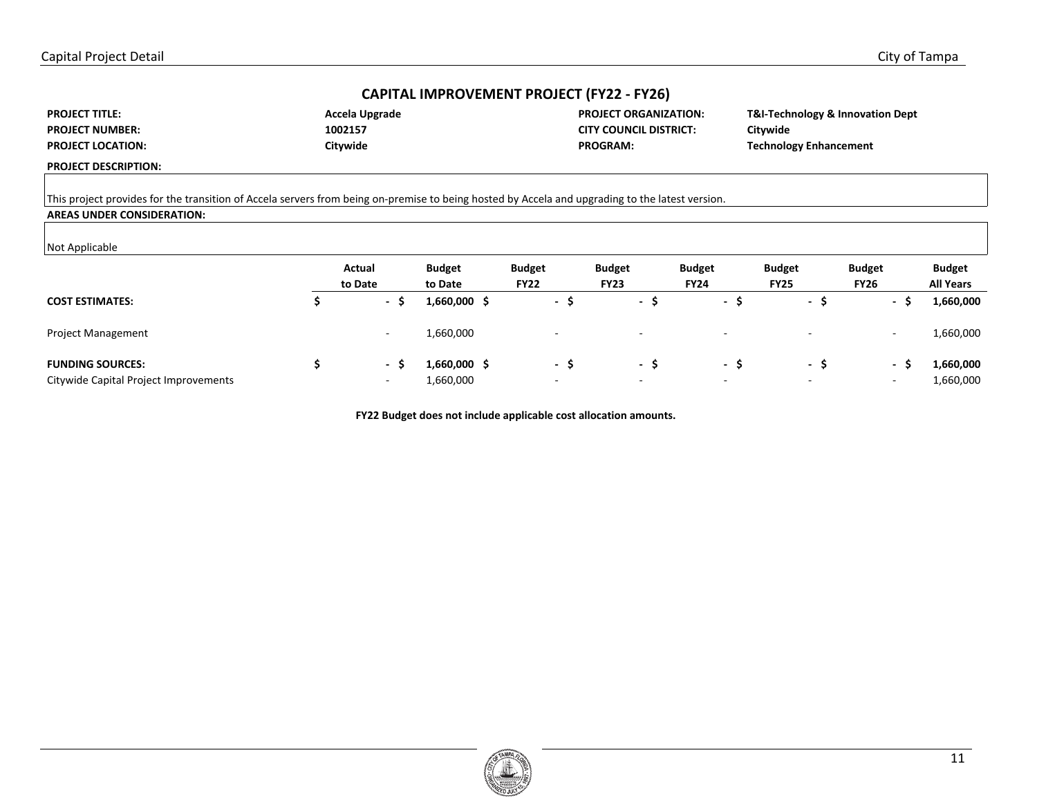## CAPITAL IMPROVEMENT PROJECT (FY22 - FY26)

| | | | |
|---|---|---|---|
| **PROJECT TITLE:** | **Accela Upgrade** | **PROJECT ORGANIZATION:** | **T&I-Technology & Innovation Dept** |
| **PROJECT NUMBER:** | **1002157** | **CITY COUNCIL DISTRICT:** | **Citywide** |
| **PROJECT LOCATION:** | **Citywide** | **PROGRAM:** | **Technology Enhancement** |

**PROJECT DESCRIPTION:**

This project provides for the transition of Accela servers from being on-premise to being hosted by Accela and upgrading to the latest version.

**AREAS UNDER CONSIDERATION:**

Not Applicable

| | Actual to Date | Budget to Date | Budget FY22 | Budget FY23 | Budget FY24 | Budget FY25 | Budget FY26 | Budget All Years |
|---|---|---|---|---|---|---|---|---|
| **COST ESTIMATES:** | **$ -** | **$ 1,660,000** | **$ -** | **$ -** | **$ -** | **$ -** | **$ -** | **$ 1,660,000** |
| Project Management | - | 1,660,000 | - | - | - | - | - | 1,660,000 |
| **FUNDING SOURCES:** | **$ -** | **$ 1,660,000** | **$ -** | **$ -** | **$ -** | **$ -** | **$ -** | **$ 1,660,000** |
| Citywide Capital Project Improvements | - | 1,660,000 | - | - | - | - | - | 1,660,000 |

**FY22 Budget does not include applicable cost allocation amounts.**